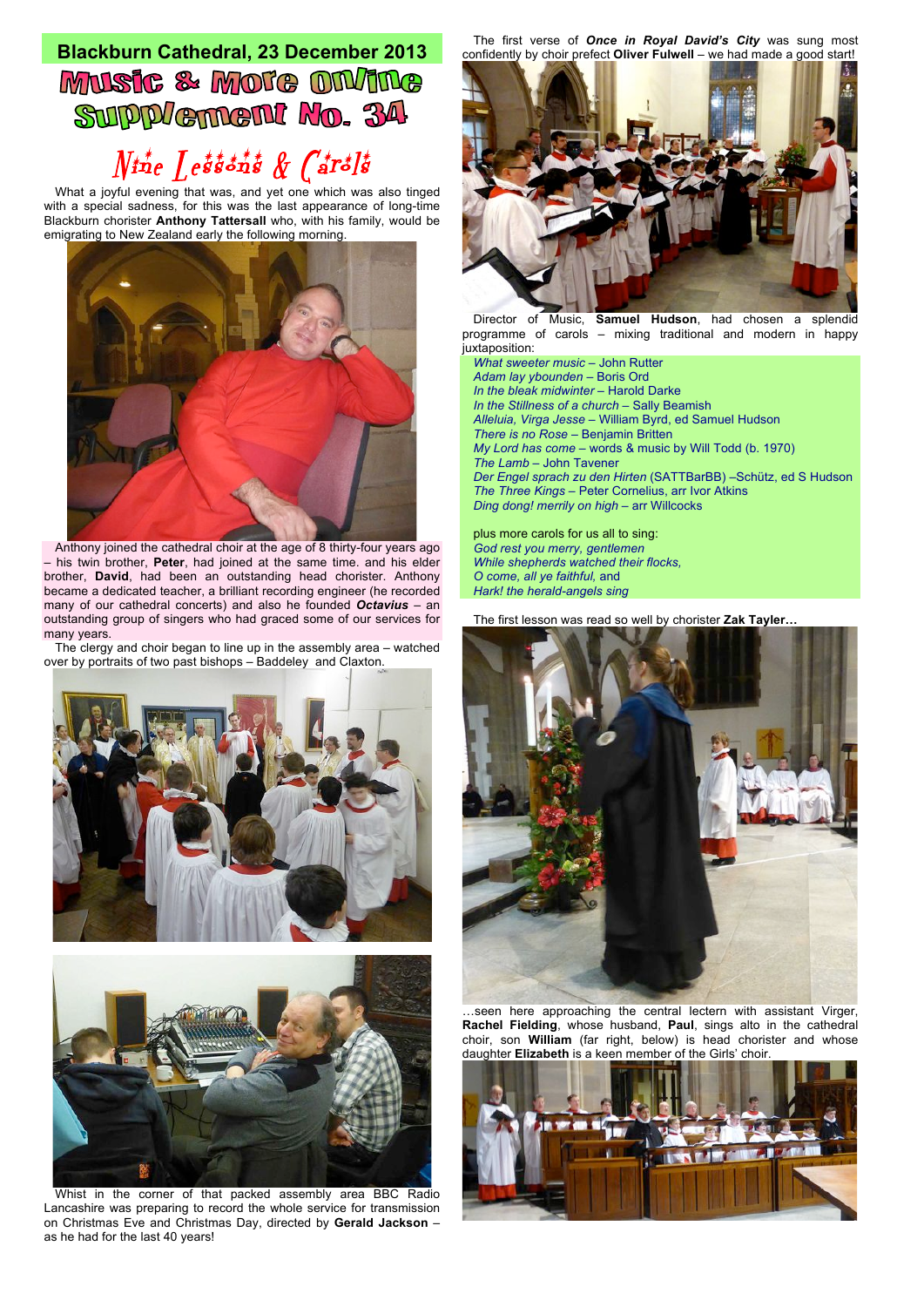# Blackburn Cathedral, 23 December 2013

# Music & More Online Supplement No. 34

## Nine Lessons & Carols

What a joyful evening that was, and yet one which was also tinged with a special sadness, for this was the last appearance of long-time Blackburn chorister **Anthony Tattersall** who, with his family, would be emigrating to New Zealand early the following morning.

Anthony joined the cathedral choir at the age of 8 thirty-four years ago – his twin brother, **Peter**, had joined at the same time. and his elder brother, **David**, had been an outstanding head chorister. Anthony became a dedicated teacher, a brilliant recording engineer (he recorded many of our cathedral concerts) and also he founded ***Octavius*** – an outstanding group of singers who had graced some of our services for many years.

The clergy and choir began to line up in the assembly area – watched over by portraits of two past bishops – Baddeley and Claxton.

Whist in the corner of that packed assembly area BBC Radio Lancashire was preparing to record the whole service for transmission on Christmas Eve and Christmas Day, directed by **Gerald Jackson** – as he had for the last 40 years!

The first verse of ***Once in Royal David's City*** was sung most confidently by choir prefect **Oliver Fulwell** – we had made a good start!

Director of Music, **Samuel Hudson**, had chosen a splendid programme of carols – mixing traditional and modern in happy juxtaposition:

*What sweeter music* – John Rutter
*Adam lay ybounden* – Boris Ord
*In the bleak midwinter* – Harold Darke
*In the Stillness of a church* – Sally Beamish
*Alleluia, Virga Jesse* – William Byrd, ed Samuel Hudson
*There is no Rose* – Benjamin Britten
*My Lord has come* – words & music by Will Todd (b. 1970)
*The Lamb* – John Tavener
*Der Engel sprach zu den Hirten* (SATTBarBB) –Schütz, ed S Hudson
*The Three Kings* – Peter Cornelius, arr Ivor Atkins
*Ding dong! merrily on high* – arr Willcocks

plus more carols for us all to sing:
*God rest you merry, gentlemen*
*While shepherds watched their flocks,*
*O come, all ye faithful,* and
*Hark! the herald-angels sing*

The first lesson was read so well by chorister **Zak Tayler…**

…seen here approaching the central lectern with assistant Virger, **Rachel Fielding**, whose husband, **Paul**, sings alto in the cathedral choir, son **William** (far right, below) is head chorister and whose daughter **Elizabeth** is a keen member of the Girls' choir.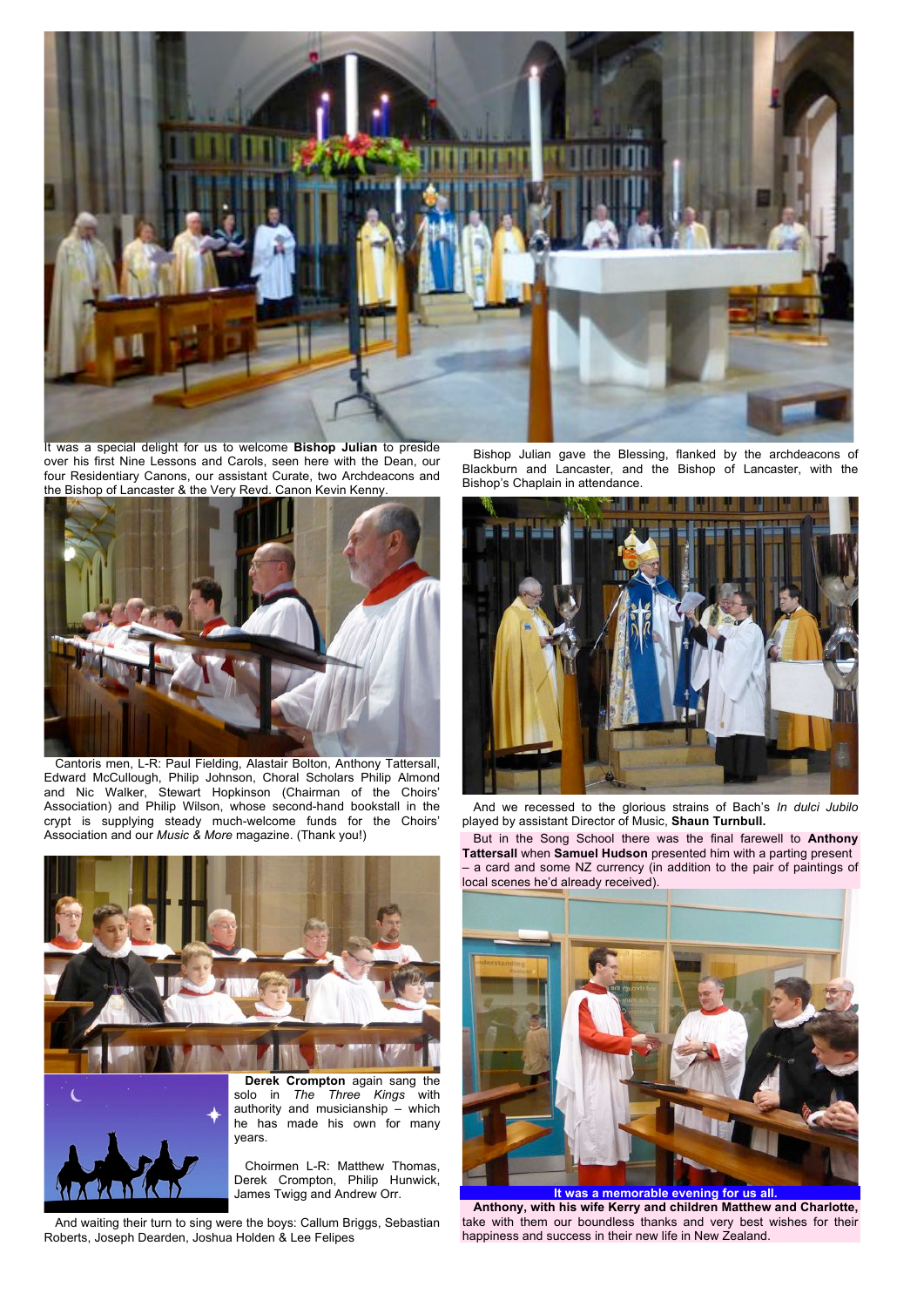It was a special delight for us to welcome **Bishop Julian** to preside over his first Nine Lessons and Carols, seen here with the Dean, our four Residentiary Canons, our assistant Curate, two Archdeacons and the Bishop of Lancaster & the Very Revd. Canon Kevin Kenny.

Cantoris men, L-R: Paul Fielding, Alastair Bolton, Anthony Tattersall, Edward McCullough, Philip Johnson, Choral Scholars Philip Almond and Nic Walker, Stewart Hopkinson (Chairman of the Choirs' Association) and Philip Wilson, whose second-hand bookstall in the crypt is supplying steady much-welcome funds for the Choirs' Association and our *Music & More* magazine. (Thank you!)

**Derek Crompton** again sang the solo in *The Three Kings* with authority and musicianship – which he has made his own for many years.

Choirmen L-R: Matthew Thomas, Derek Crompton, Philip Hunwick, James Twigg and Andrew Orr.

And waiting their turn to sing were the boys: Callum Briggs, Sebastian Roberts, Joseph Dearden, Joshua Holden & Lee Felipes

Bishop Julian gave the Blessing, flanked by the archdeacons of Blackburn and Lancaster, and the Bishop of Lancaster, with the Bishop's Chaplain in attendance.

And we recessed to the glorious strains of Bach's *In dulci Jubilo* played by assistant Director of Music, **Shaun Turnbull.**

But in the Song School there was the final farewell to **Anthony Tattersall** when **Samuel Hudson** presented him with a parting present – a card and some NZ currency (in addition to the pair of paintings of local scenes he'd already received).

**It was a memorable evening for us all.**

**Anthony, with his wife Kerry and children Matthew and Charlotte,** take with them our boundless thanks and very best wishes for their happiness and success in their new life in New Zealand.